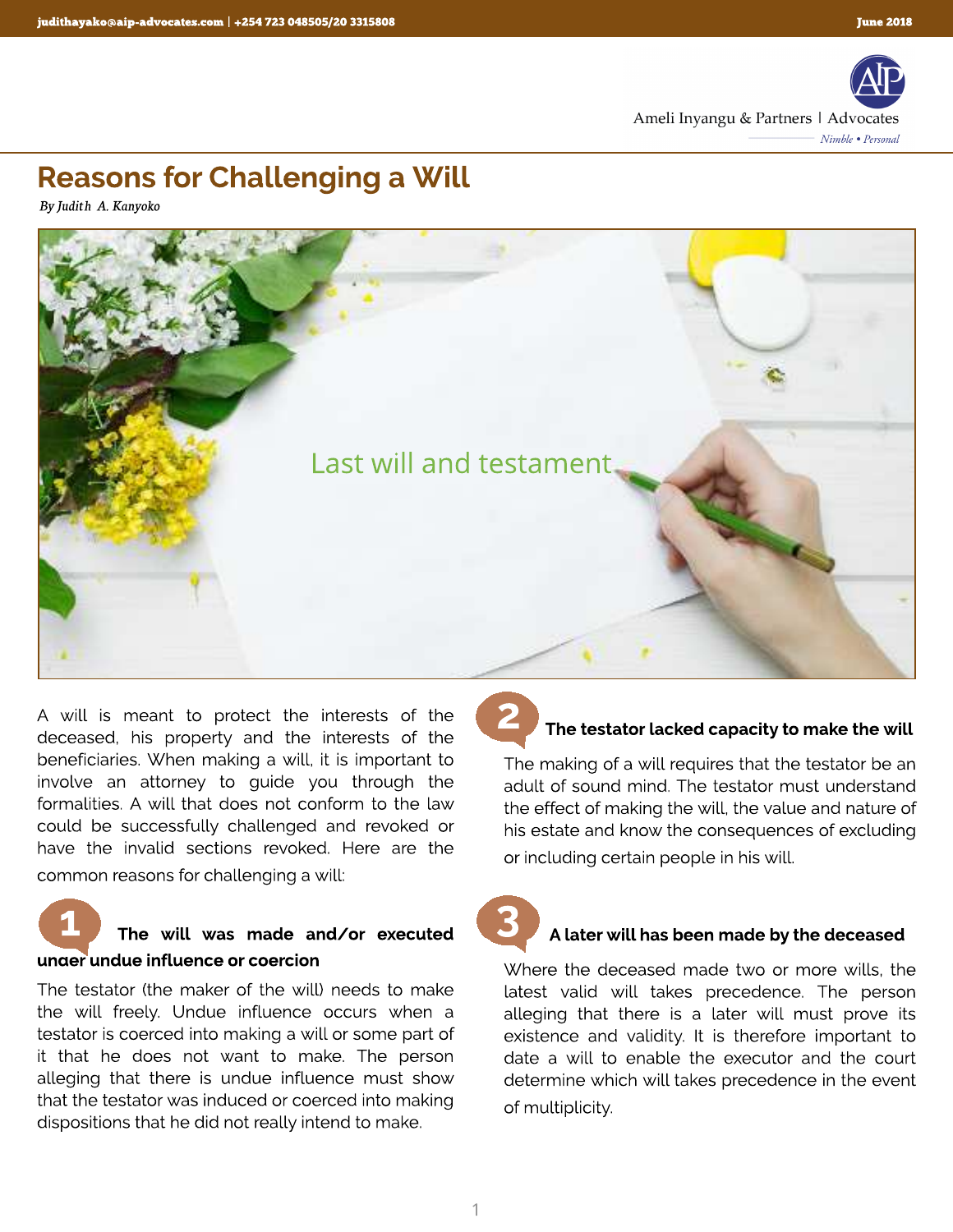# Reasons for Challenging a Will

*By Judith A. Kanyoko*

A will is meant to protect the interests of the deceased, his property and the interests of the beneficiaries. When making a will, it is important to involve an attorney to guide you through the formalities. A will that does not conform to the law could be successfully challenged and revoked or have the invalid sections revoked. Here are the common reasons for challenging a will:

### 1 The will was made and/or executed under undue influence or coercion

The testator (the maker of the will) needs to make the will freely. Undue influence occurs when a testator is coerced into making a will or some part of it that he does not want to make. The person alleging that there is undue influence must show that the testator was induced or coerced into making dispositions that he did not really intend to make.

### 2 The testator lacked capacity to make the will

The making of a will requires that the testator be an adult of sound mind. The testator must understand the effect of making the will, the value and nature of his estate and know the consequences of excluding or including certain people in his will.

### 3 A later will has been made by the deceased

Where the deceased made two or more wills, the latest valid will takes precedence. The person alleging that there is a later will must prove its existence and validity. It is therefore important to date a will to enable the executor and the court determine which will takes precedence in the event of multiplicity.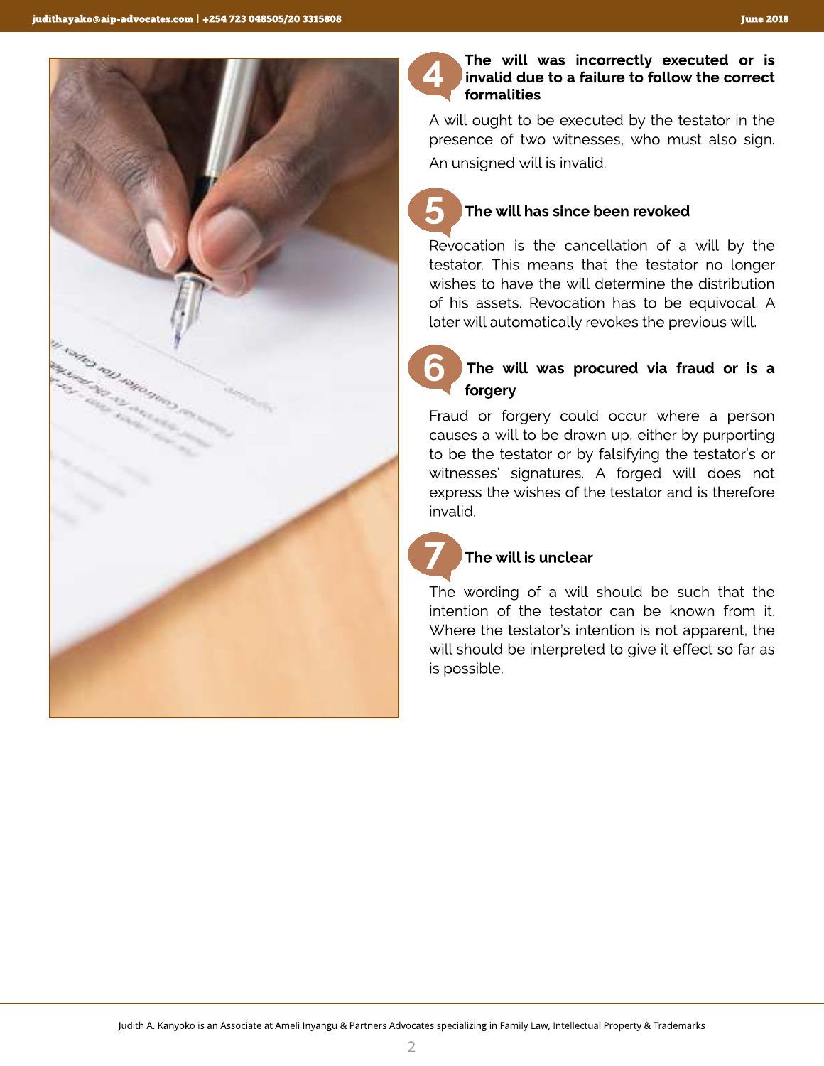## 4 The will was incorrectly executed or is invalid due to a failure to follow the correct formalities

A will ought to be executed by the testator in the presence of two witnesses, who must also sign. An unsigned will is invalid.

## 5 The will has since been revoked

Revocation is the cancellation of a will by the testator. This means that the testator no longer wishes to have the will determine the distribution of his assets. Revocation has to be equivocal. A later will automatically revokes the previous will.

## 6 The will was procured via fraud or is a forgery

Fraud or forgery could occur where a person causes a will to be drawn up, either by purporting to be the testator or by falsifying the testator's or witnesses' signatures. A forged will does not express the wishes of the testator and is therefore invalid.

## 7 The will is unclear

The wording of a will should be such that the intention of the testator can be known from it. Where the testator's intention is not apparent, the will should be interpreted to give it effect so far as is possible.

Judith A. Kanyoko is an Associate at Ameli Inyangu & Partners Advocates specializing in Family Law, Intellectual Property & Trademarks